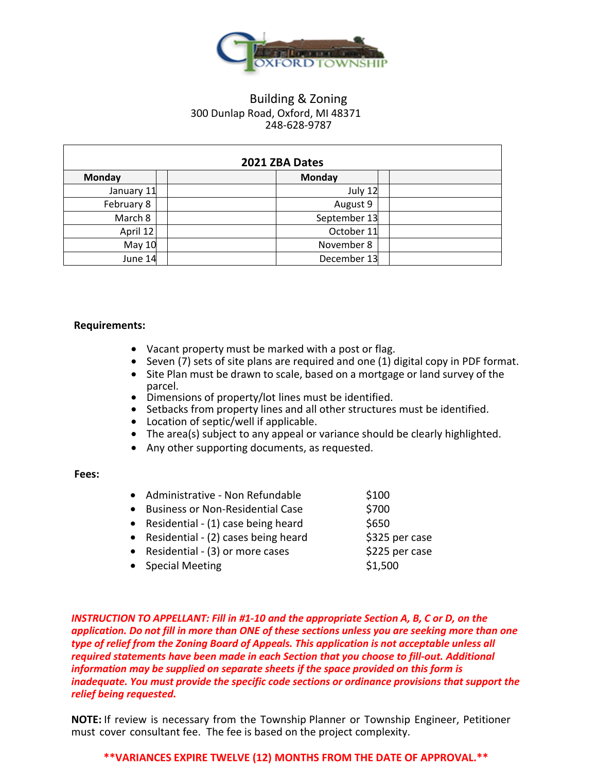OXFORD TOWNSHIP

Building & Zoning
300 Dunlap Road, Oxford, MI 48371
248-628-9787

| 2021 ZBA Dates | | | | | |
|---|---|---|---|---|---|
| Monday | | | Monday | | |
| January 11 | | | July 12 | | |
| February 8 | | | August 9 | | |
| March 8 | | | September 13 | | |
| April 12 | | | October 11 | | |
| May 10 | | | November 8 | | |
| June 14 | | | December 13 | | |

**Requirements:**

- Vacant property must be marked with a post or flag.
- Seven (7) sets of site plans are required and one (1) digital copy in PDF format.
- Site Plan must be drawn to scale, based on a mortgage or land survey of the parcel.
- Dimensions of property/lot lines must be identified.
- Setbacks from property lines and all other structures must be identified.
- Location of septic/well if applicable.
- The area(s) subject to any appeal or variance should be clearly highlighted.
- Any other supporting documents, as requested.

**Fees:**

- Administrative - Non Refundable $100
- Business or Non-Residential Case $700
- Residential - (1) case being heard $650
- Residential - (2) cases being heard $325 per case
- Residential - (3) or more cases $225 per case
- Special Meeting $1,500

***INSTRUCTION TO APPELLANT: Fill in #1-10 and the appropriate Section A, B, C or D, on the application. Do not fill in more than ONE of these sections unless you are seeking more than one type of relief from the Zoning Board of Appeals. This application is not acceptable unless all required statements have been made in each Section that you choose to fill-out. Additional information may be supplied on separate sheets if the space provided on this form is inadequate. You must provide the specific code sections or ordinance provisions that support the relief being requested.***

**NOTE:** If review is necessary from the Township Planner or Township Engineer, Petitioner must cover consultant fee. The fee is based on the project complexity.

****VARIANCES EXPIRE TWELVE (12) MONTHS FROM THE DATE OF APPROVAL.****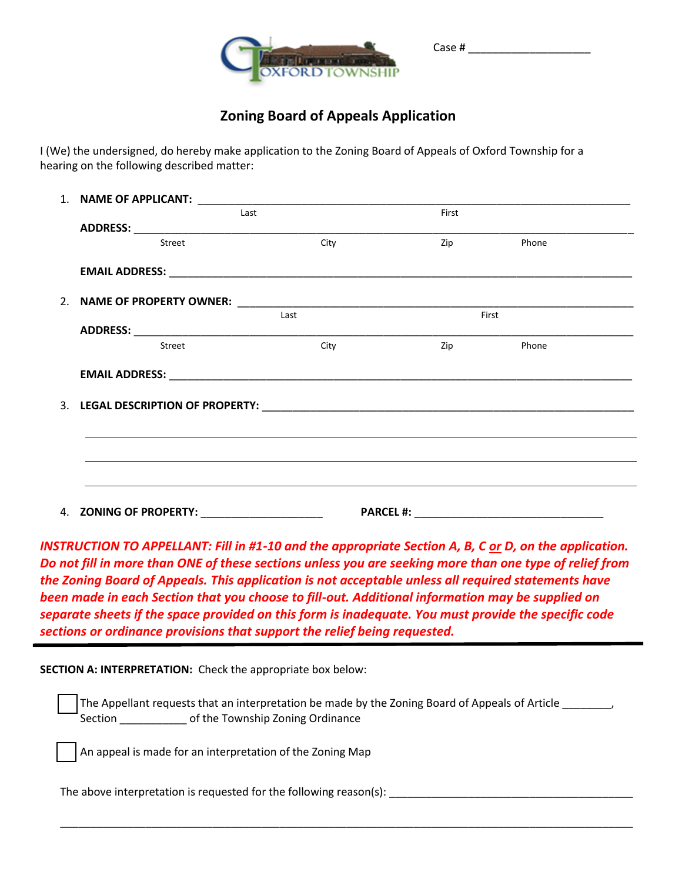Case # ____________________

## Zoning Board of Appeals Application

I (We) the undersigned, do hereby make application to the Zoning Board of Appeals of Oxford Township for a hearing on the following described matter:

1. **NAME OF APPLICANT:** ________________________________________________
   Last &nbsp;&nbsp;&nbsp;&nbsp;&nbsp;&nbsp;&nbsp;&nbsp;&nbsp;&nbsp;&nbsp;&nbsp;&nbsp;&nbsp;&nbsp;&nbsp;&nbsp;&nbsp;&nbsp;&nbsp; First

   **ADDRESS:** ________________________________________________
   Street &nbsp;&nbsp;&nbsp;&nbsp;&nbsp;&nbsp;&nbsp;&nbsp;&nbsp;&nbsp; City &nbsp;&nbsp;&nbsp;&nbsp;&nbsp;&nbsp;&nbsp;&nbsp;&nbsp;&nbsp; Zip &nbsp;&nbsp;&nbsp;&nbsp;&nbsp;&nbsp;&nbsp;&nbsp;&nbsp;&nbsp; Phone

   **EMAIL ADDRESS:** ________________________________________________

2. **NAME OF PROPERTY OWNER:** ________________________________________________
   Last &nbsp;&nbsp;&nbsp;&nbsp;&nbsp;&nbsp;&nbsp;&nbsp;&nbsp;&nbsp;&nbsp;&nbsp;&nbsp;&nbsp;&nbsp;&nbsp;&nbsp;&nbsp;&nbsp;&nbsp; First

   **ADDRESS:** ________________________________________________
   Street &nbsp;&nbsp;&nbsp;&nbsp;&nbsp;&nbsp;&nbsp;&nbsp;&nbsp;&nbsp; City &nbsp;&nbsp;&nbsp;&nbsp;&nbsp;&nbsp;&nbsp;&nbsp;&nbsp;&nbsp; Zip &nbsp;&nbsp;&nbsp;&nbsp;&nbsp;&nbsp;&nbsp;&nbsp;&nbsp;&nbsp; Phone

   **EMAIL ADDRESS:** ________________________________________________

3. **LEGAL DESCRIPTION OF PROPERTY:** ________________________________________________

   ________________________________________________________________

   ________________________________________________________________

   ________________________________________________________________

4. **ZONING OF PROPERTY:** ____________________ &nbsp;&nbsp;&nbsp;&nbsp; **PARCEL #:** ______________________________

***INSTRUCTION TO APPELLANT: Fill in #1-10 and the appropriate Section A, B, C or D, on the application. Do not fill in more than ONE of these sections unless you are seeking more than one type of relief from the Zoning Board of Appeals. This application is not acceptable unless all required statements have been made in each Section that you choose to fill-out. Additional information may be supplied on separate sheets if the space provided on this form is inadequate. You must provide the specific code sections or ordinance provisions that support the relief being requested.***

---

**SECTION A: INTERPRETATION:** Check the appropriate box below:

☐ The Appellant requests that an interpretation be made by the Zoning Board of Appeals of Article ________, Section ___________ of the Township Zoning Ordinance

☐ An appeal is made for an interpretation of the Zoning Map

The above interpretation is requested for the following reason(s): ________________________________________

________________________________________________________________________________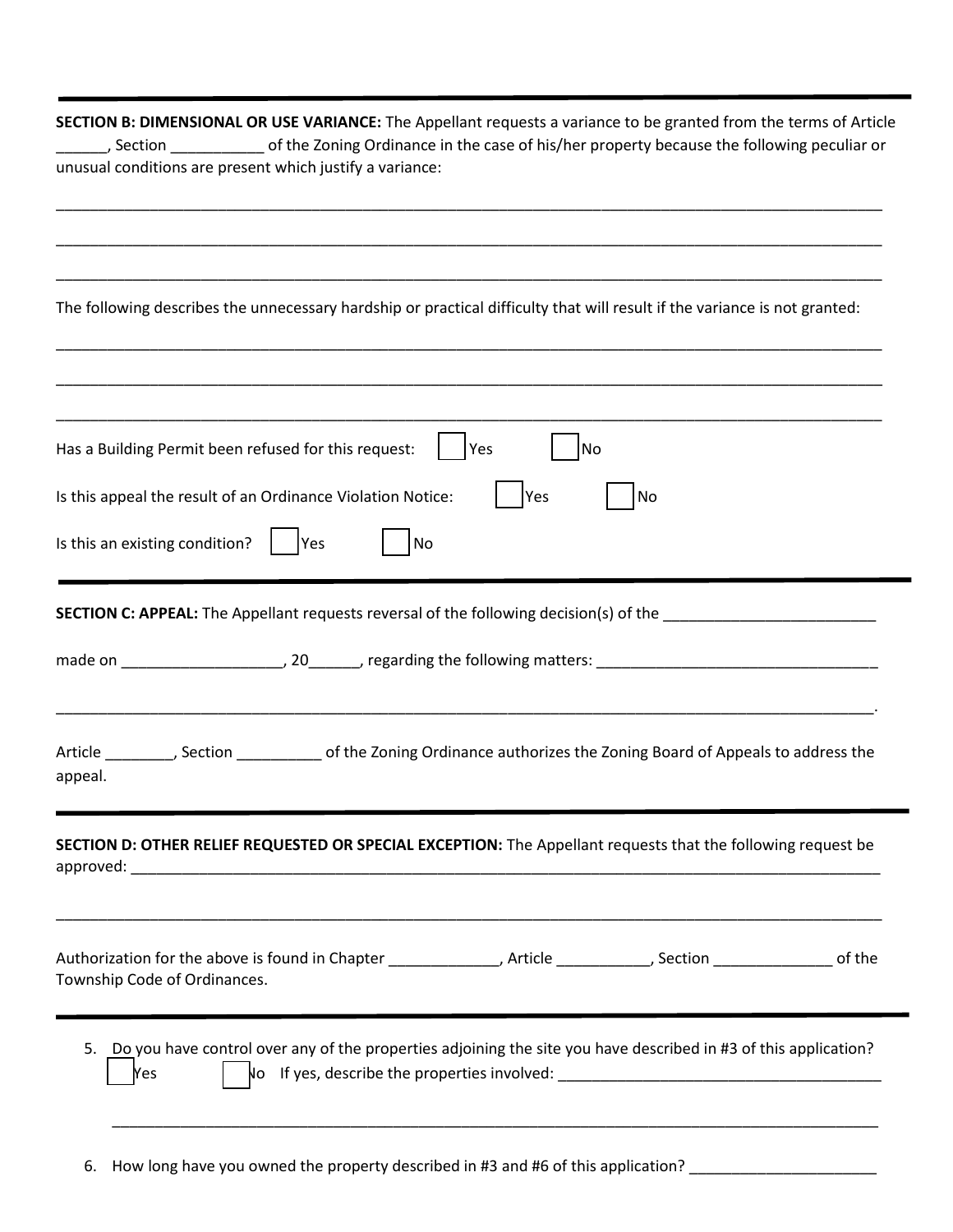---

**SECTION B: DIMENSIONAL OR USE VARIANCE:** The Appellant requests a variance to be granted from the terms of Article ______, Section ___________ of the Zoning Ordinance in the case of his/her property because the following peculiar or unusual conditions are present which justify a variance:

_____________________________________________________________________________________________

_____________________________________________________________________________________________

_____________________________________________________________________________________________

The following describes the unnecessary hardship or practical difficulty that will result if the variance is not granted:

_____________________________________________________________________________________________

_____________________________________________________________________________________________

_____________________________________________________________________________________________

Has a Building Permit been refused for this request: ☐ Yes ☐ No

Is this appeal the result of an Ordinance Violation Notice: ☐ Yes ☐ No

Is this an existing condition? ☐ Yes ☐ No

---

**SECTION C: APPEAL:** The Appellant requests reversal of the following decision(s) of the _________________________

made on ___________________, 20______, regarding the following matters: _________________________________

_____________________________________________________________________________________________.

Article ________, Section __________ of the Zoning Ordinance authorizes the Zoning Board of Appeals to address the appeal.

---

**SECTION D: OTHER RELIEF REQUESTED OR SPECIAL EXCEPTION:** The Appellant requests that the following request be approved: _____________________________________________________________________________________

_____________________________________________________________________________________________

Authorization for the above is found in Chapter _____________, Article ___________, Section ______________ of the Township Code of Ordinances.

---

5. Do you have control over any of the properties adjoining the site you have described in #3 of this application?
   ☐ Yes ☐ No If yes, describe the properties involved: ______________________________________

   _____________________________________________________________________________________________

6. How long have you owned the property described in #3 and #6 of this application? ______________________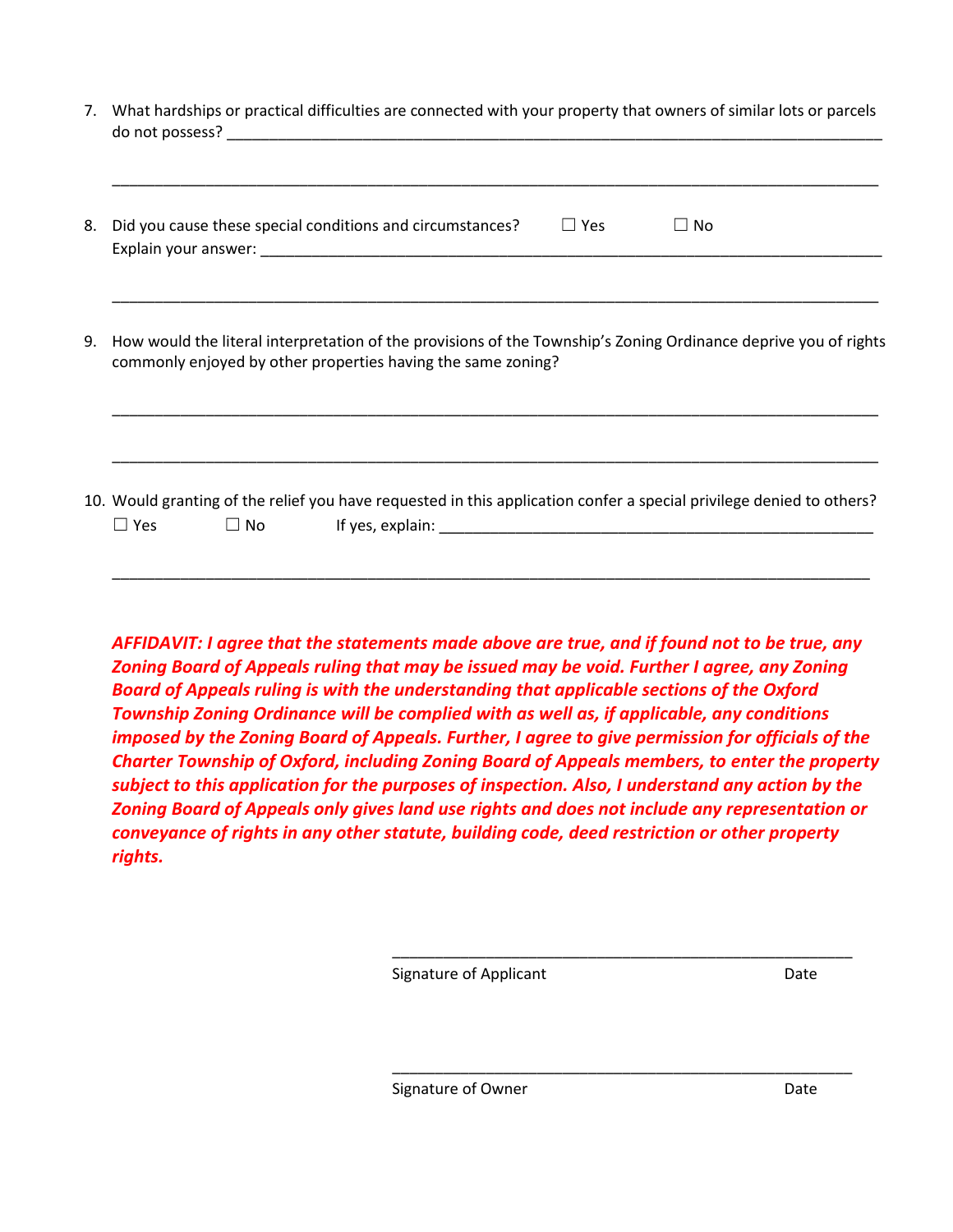7. What hardships or practical difficulties are connected with your property that owners of similar lots or parcels do not possess? ___________________________________________________________________________

___________________________________________________________________________

8. Did you cause these special conditions and circumstances? ☐ Yes ☐ No
   Explain your answer: ___________________________________________________________________________

___________________________________________________________________________

9. How would the literal interpretation of the provisions of the Township's Zoning Ordinance deprive you of rights commonly enjoyed by other properties having the same zoning?

___________________________________________________________________________

___________________________________________________________________________

10. Would granting of the relief you have requested in this application confer a special privilege denied to others?
    ☐ Yes ☐ No If yes, explain: ___________________________________________________

___________________________________________________________________________

***AFFIDAVIT: I agree that the statements made above are true, and if found not to be true, any Zoning Board of Appeals ruling that may be issued may be void. Further I agree, any Zoning Board of Appeals ruling is with the understanding that applicable sections of the Oxford Township Zoning Ordinance will be complied with as well as, if applicable, any conditions imposed by the Zoning Board of Appeals. Further, I agree to give permission for officials of the Charter Township of Oxford, including Zoning Board of Appeals members, to enter the property subject to this application for the purposes of inspection. Also, I understand any action by the Zoning Board of Appeals only gives land use rights and does not include any representation or conveyance of rights in any other statute, building code, deed restriction or other property rights.***

_______________________________________________________

Signature of Applicant Date

_______________________________________________________

Signature of Owner Date